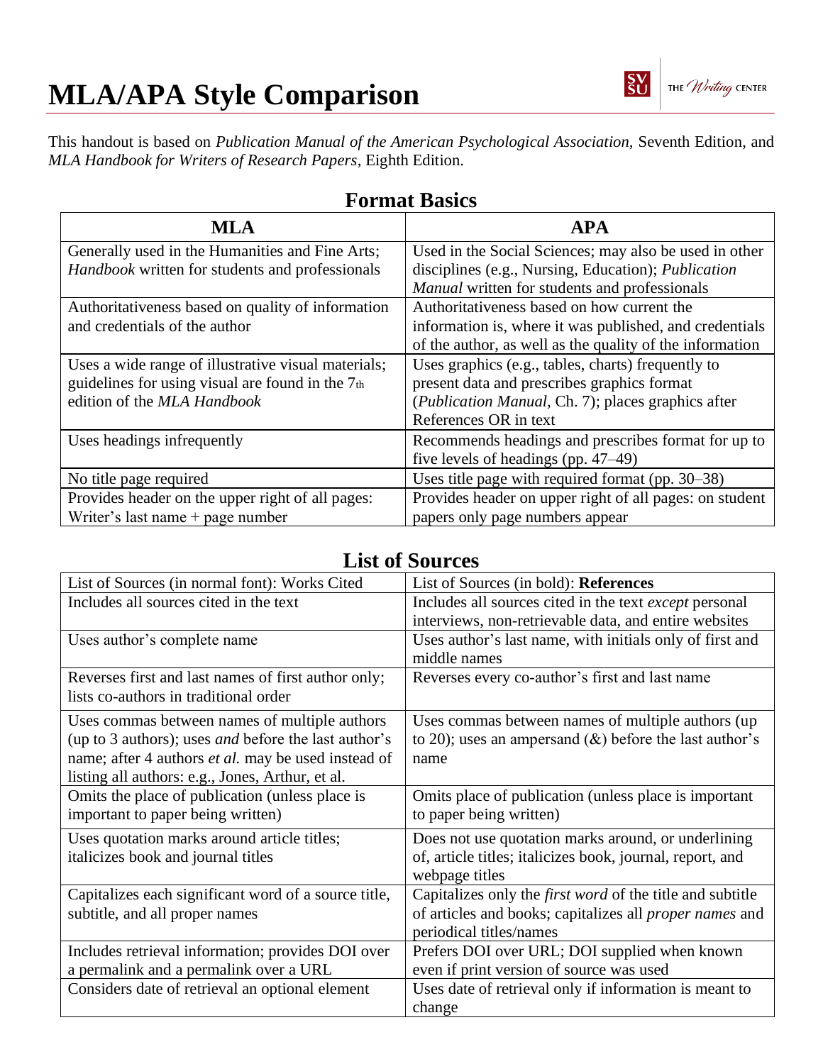# MLA/APA Style Comparison

This handout is based on *Publication Manual of the American Psychological Association,* Seventh Edition, and *MLA Handbook for Writers of Research Papers*, Eighth Edition.

## Format Basics

| MLA | APA |
|---|---|
| Generally used in the Humanities and Fine Arts; *Handbook* written for students and professionals | Used in the Social Sciences; may also be used in other disciplines (e.g., Nursing, Education); *Publication Manual* written for students and professionals |
| Authoritativeness based on quality of information and credentials of the author | Authoritativeness based on how current the information is, where it was published, and credentials of the author, as well as the quality of the information |
| Uses a wide range of illustrative visual materials; guidelines for using visual are found in the 7th edition of the *MLA Handbook* | Uses graphics (e.g., tables, charts) frequently to present data and prescribes graphics format (*Publication Manual*, Ch. 7); places graphics after References OR in text |
| Uses headings infrequently | Recommends headings and prescribes format for up to five levels of headings (pp. 47–49) |
| No title page required | Uses title page with required format (pp. 30–38) |
| Provides header on the upper right of all pages: Writer's last name + page number | Provides header on upper right of all pages: on student papers only page numbers appear |

## List of Sources

| MLA | APA |
|---|---|
| List of Sources (in normal font): Works Cited | List of Sources (in bold): **References** |
| Includes all sources cited in the text | Includes all sources cited in the text *except* personal interviews, non-retrievable data, and entire websites |
| Uses author's complete name | Uses author's last name, with initials only of first and middle names |
| Reverses first and last names of first author only; lists co-authors in traditional order | Reverses every co-author's first and last name |
| Uses commas between names of multiple authors (up to 3 authors); uses *and* before the last author's name; after 4 authors *et al.* may be used instead of listing all authors: e.g., Jones, Arthur, et al. | Uses commas between names of multiple authors (up to 20); uses an ampersand (&) before the last author's name |
| Omits the place of publication (unless place is important to paper being written) | Omits place of publication (unless place is important to paper being written) |
| Uses quotation marks around article titles; italicizes book and journal titles | Does not use quotation marks around, or underlining of, article titles; italicizes book, journal, report, and webpage titles |
| Capitalizes each significant word of a source title, subtitle, and all proper names | Capitalizes only the *first word* of the title and subtitle of articles and books; capitalizes all *proper names* and periodical titles/names |
| Includes retrieval information; provides DOI over a permalink and a permalink over a URL | Prefers DOI over URL; DOI supplied when known even if print version of source was used |
| Considers date of retrieval an optional element | Uses date of retrieval only if information is meant to change |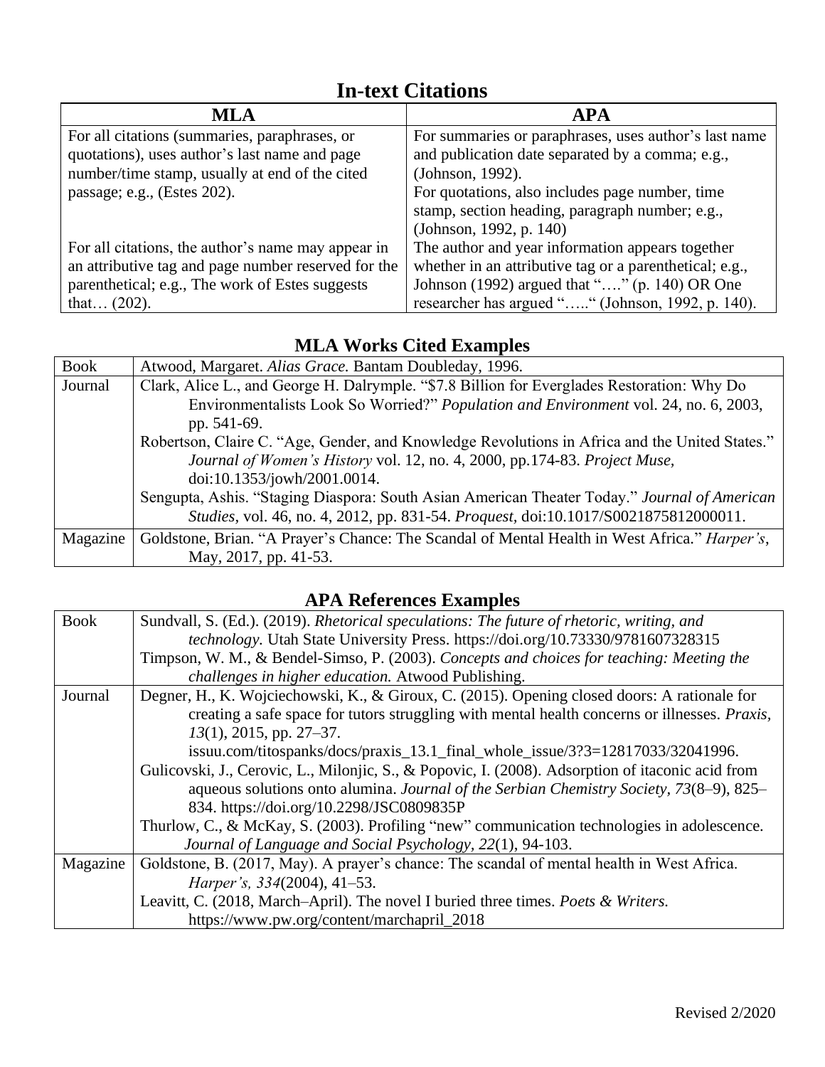## In-text Citations

| MLA | APA |
|---|---|
| For all citations (summaries, paraphrases, or quotations), uses author's last name and page number/time stamp, usually at end of the cited passage; e.g., (Estes 202). | For summaries or paraphrases, uses author's last name and publication date separated by a comma; e.g., (Johnson, 1992). For quotations, also includes page number, time stamp, section heading, paragraph number; e.g., (Johnson, 1992, p. 140) |
| For all citations, the author's name may appear in an attributive tag and page number reserved for the parenthetical; e.g., The work of Estes suggests that… (202). | The author and year information appears together whether in an attributive tag or a parenthetical; e.g., Johnson (1992) argued that "…." (p. 140) OR One researcher has argued "….." (Johnson, 1992, p. 140). |

## MLA Works Cited Examples

| | |
|---|---|
| Book | Atwood, Margaret. *Alias Grace.* Bantam Doubleday, 1996. |
| Journal | Clark, Alice L., and George H. Dalrymple. "$7.8 Billion for Everglades Restoration: Why Do Environmentalists Look So Worried?" *Population and Environment* vol. 24, no. 6, 2003, pp. 541-69.<br>Robertson, Claire C. "Age, Gender, and Knowledge Revolutions in Africa and the United States." *Journal of Women's History* vol. 12, no. 4, 2000, pp.174-83. *Project Muse*, doi:10.1353/jowh/2001.0014.<br>Sengupta, Ashis. "Staging Diaspora: South Asian American Theater Today." *Journal of American Studies*, vol. 46, no. 4, 2012, pp. 831-54. *Proquest*, doi:10.1017/S0021875812000011. |
| Magazine | Goldstone, Brian. "A Prayer's Chance: The Scandal of Mental Health in West Africa." *Harper's*, May, 2017, pp. 41-53. |

## APA References Examples

| | |
|---|---|
| Book | Sundvall, S. (Ed.). (2019). *Rhetorical speculations: The future of rhetoric, writing, and technology.* Utah State University Press. https://doi.org/10.73330/9781607328315<br>Timpson, W. M., & Bendel-Simso, P. (2003). *Concepts and choices for teaching: Meeting the challenges in higher education.* Atwood Publishing. |
| Journal | Degner, H., K. Wojciechowski, K., & Giroux, C. (2015). Opening closed doors: A rationale for creating a safe space for tutors struggling with mental health concerns or illnesses. *Praxis, 13*(1), 2015, pp. 27–37. issuu.com/titospanks/docs/praxis_13.1_final_whole_issue/3?3=12817033/32041996.<br>Gulicovski, J., Cerovic, L., Milonjic, S., & Popovic, I. (2008). Adsorption of itaconic acid from aqueous solutions onto alumina. *Journal of the Serbian Chemistry Society, 73*(8–9), 825–834. https://doi.org/10.2298/JSC0809835P<br>Thurlow, C., & McKay, S. (2003). Profiling "new" communication technologies in adolescence. *Journal of Language and Social Psychology, 22*(1), 94-103. |
| Magazine | Goldstone, B. (2017, May). A prayer's chance: The scandal of mental health in West Africa. *Harper's, 334*(2004), 41–53.<br>Leavitt, C. (2018, March–April). The novel I buried three times. *Poets & Writers.* https://www.pw.org/content/marchapril_2018 |

Revised 2/2020